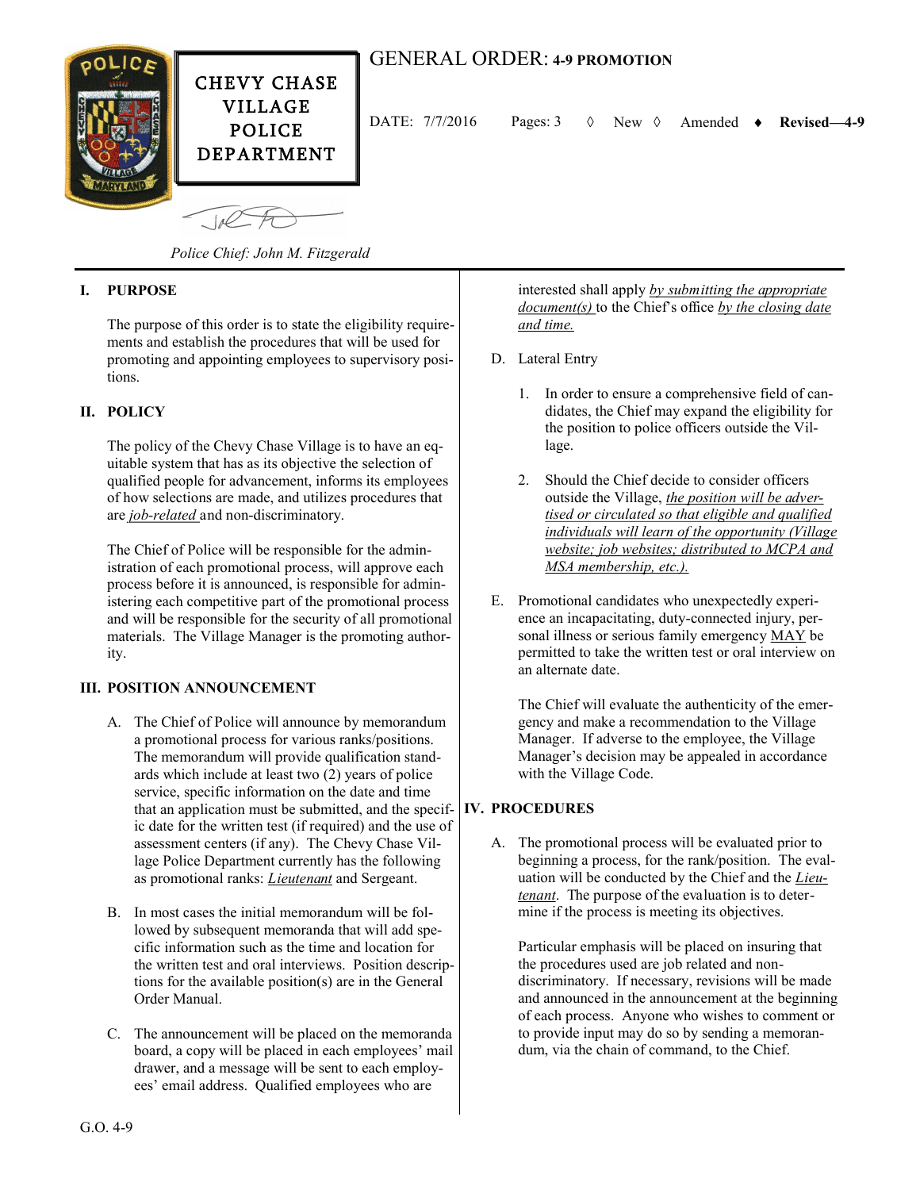CHEVY CHASE VILLAGE POLICE DEPARTMENT

# GENERAL ORDER: **4-9 PROMOTION**

DATE: 7/7/2016 Pages: 3 ◊ New ◊ Amended ♦ **Revised—4-9**

*Police Chief: John M. Fitzgerald*

## I. PURPOSE

The purpose of this order is to state the eligibility requirements and establish the procedures that will be used for promoting and appointing employees to supervisory positions.

## II. POLICY

The policy of the Chevy Chase Village is to have an equitable system that has as its objective the selection of qualified people for advancement, informs its employees of how selections are made, and utilizes procedures that are *job-related* and non-discriminatory.

The Chief of Police will be responsible for the administration of each promotional process, will approve each process before it is announced, is responsible for administering each competitive part of the promotional process and will be responsible for the security of all promotional materials. The Village Manager is the promoting authority.

## III. POSITION ANNOUNCEMENT

A. The Chief of Police will announce by memorandum a promotional process for various ranks/positions. The memorandum will provide qualification standards which include at least two (2) years of police service, specific information on the date and time that an application must be submitted, and the specific date for the written test (if required) and the use of assessment centers (if any). The Chevy Chase Village Police Department currently has the following as promotional ranks: *Lieutenant* and Sergeant.

B. In most cases the initial memorandum will be followed by subsequent memoranda that will add specific information such as the time and location for the written test and oral interviews. Position descriptions for the available position(s) are in the General Order Manual.

C. The announcement will be placed on the memoranda board, a copy will be placed in each employees' mail drawer, and a message will be sent to each employees' email address. Qualified employees who are interested shall apply *by submitting the appropriate document(s)* to the Chief's office *by the closing date and time.*

D. Lateral Entry

1. In order to ensure a comprehensive field of candidates, the Chief may expand the eligibility for the position to police officers outside the Village.

2. Should the Chief decide to consider officers outside the Village, *the position will be advertised or circulated so that eligible and qualified individuals will learn of the opportunity (Village website; job websites; distributed to MCPA and MSA membership, etc.).*

E. Promotional candidates who unexpectedly experience an incapacitating, duty-connected injury, personal illness or serious family emergency MAY be permitted to take the written test or oral interview on an alternate date.

The Chief will evaluate the authenticity of the emergency and make a recommendation to the Village Manager. If adverse to the employee, the Village Manager's decision may be appealed in accordance with the Village Code.

## IV. PROCEDURES

A. The promotional process will be evaluated prior to beginning a process, for the rank/position. The evaluation will be conducted by the Chief and the *Lieutenant*. The purpose of the evaluation is to determine if the process is meeting its objectives.

Particular emphasis will be placed on insuring that the procedures used are job related and non-discriminatory. If necessary, revisions will be made and announced in the announcement at the beginning of each process. Anyone who wishes to comment or to provide input may do so by sending a memorandum, via the chain of command, to the Chief.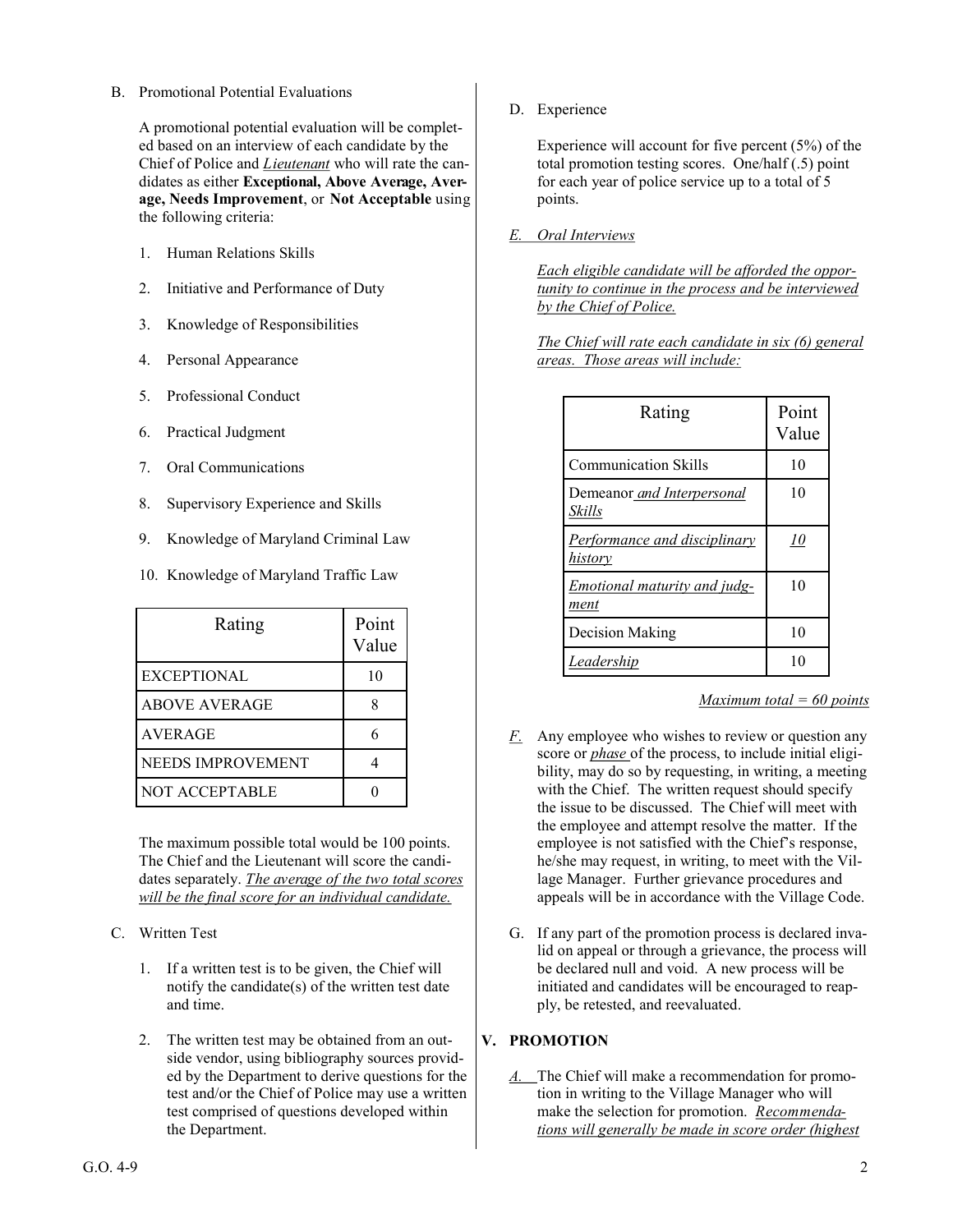B. Promotional Potential Evaluations

A promotional potential evaluation will be completed based on an interview of each candidate by the Chief of Police and *Lieutenant* who will rate the candidates as either **Exceptional, Above Average, Average, Needs Improvement**, or **Not Acceptable** using the following criteria:

1. Human Relations Skills
2. Initiative and Performance of Duty
3. Knowledge of Responsibilities
4. Personal Appearance
5. Professional Conduct
6. Practical Judgment
7. Oral Communications
8. Supervisory Experience and Skills
9. Knowledge of Maryland Criminal Law
10. Knowledge of Maryland Traffic Law

| Rating | Point Value |
|---|---|
| EXCEPTIONAL | 10 |
| ABOVE AVERAGE | 8 |
| AVERAGE | 6 |
| NEEDS IMPROVEMENT | 4 |
| NOT ACCEPTABLE | 0 |

The maximum possible total would be 100 points. The Chief and the Lieutenant will score the candidates separately. *The average of the two total scores will be the final score for an individual candidate.*

C. Written Test

1. If a written test is to be given, the Chief will notify the candidate(s) of the written test date and time.
2. The written test may be obtained from an outside vendor, using bibliography sources provided by the Department to derive questions for the test and/or the Chief of Police may use a written test comprised of questions developed within the Department.

D. Experience

Experience will account for five percent (5%) of the total promotion testing scores. One/half (.5) point for each year of police service up to a total of 5 points.

*E. Oral Interviews*

*Each eligible candidate will be afforded the opportunity to continue in the process and be interviewed by the Chief of Police.*

*The Chief will rate each candidate in six (6) general areas. Those areas will include:*

| Rating | Point Value |
|---|---|
| Communication Skills | 10 |
| Demeanor *and Interpersonal Skills* | 10 |
| *Performance and disciplinary history* | *10* |
| *Emotional maturity and judgment* | 10 |
| Decision Making | 10 |
| *Leadership* | 10 |

*Maximum total = 60 points*

*F.* Any employee who wishes to review or question any score or *phase* of the process, to include initial eligibility, may do so by requesting, in writing, a meeting with the Chief. The written request should specify the issue to be discussed. The Chief will meet with the employee and attempt resolve the matter. If the employee is not satisfied with the Chief's response, he/she may request, in writing, to meet with the Village Manager. Further grievance procedures and appeals will be in accordance with the Village Code.

G. If any part of the promotion process is declared invalid on appeal or through a grievance, the process will be declared null and void. A new process will be initiated and candidates will be encouraged to reapply, be retested, and reevaluated.

## V. PROMOTION

*A.* The Chief will make a recommendation for promotion in writing to the Village Manager who will make the selection for promotion. *Recommendations will generally be made in score order (highest*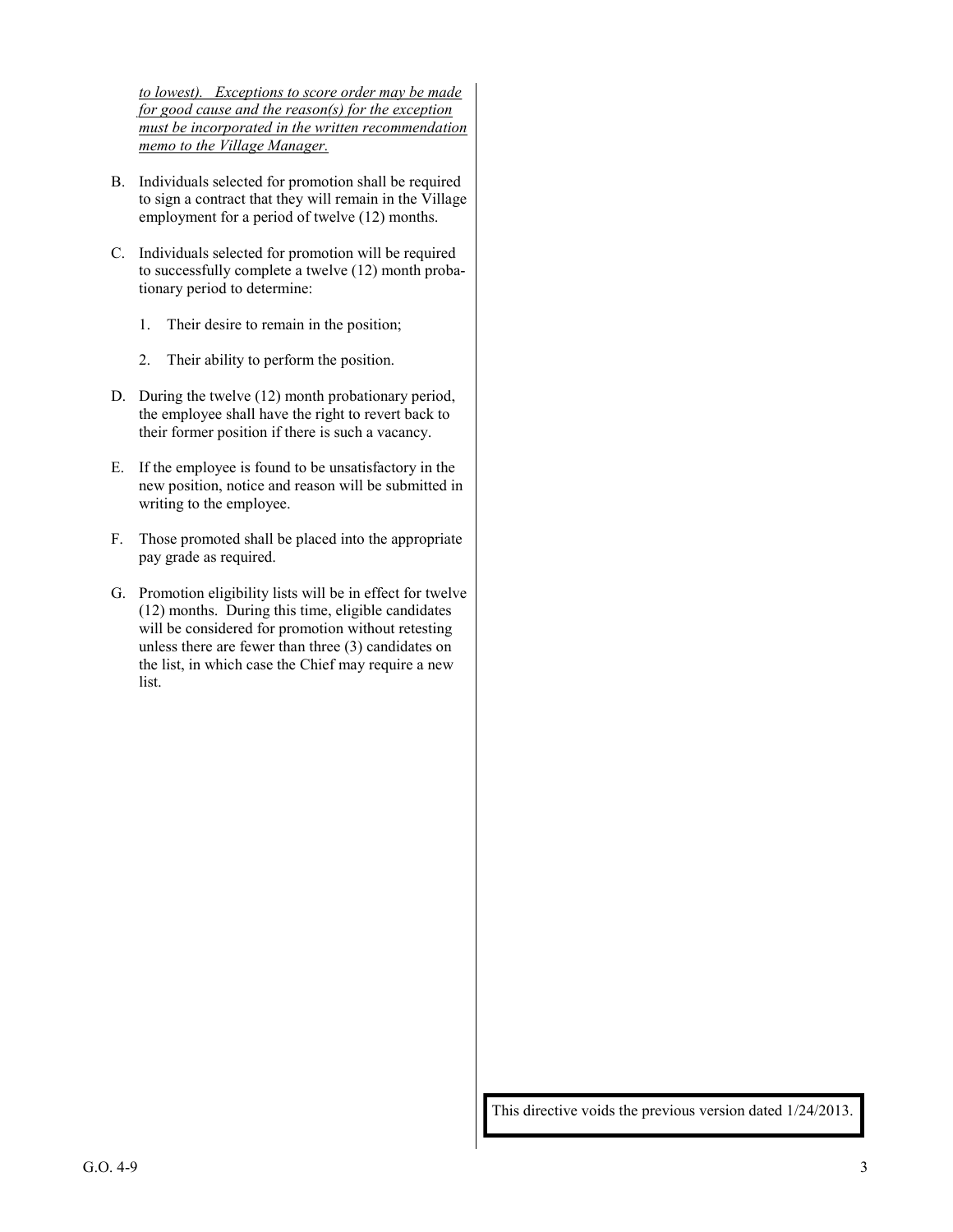*to lowest). Exceptions to score order may be made for good cause and the reason(s) for the exception must be incorporated in the written recommendation memo to the Village Manager.*

B. Individuals selected for promotion shall be required to sign a contract that they will remain in the Village employment for a period of twelve (12) months.

C. Individuals selected for promotion will be required to successfully complete a twelve (12) month probationary period to determine:

   1. Their desire to remain in the position;

   2. Their ability to perform the position.

D. During the twelve (12) month probationary period, the employee shall have the right to revert back to their former position if there is such a vacancy.

E. If the employee is found to be unsatisfactory in the new position, notice and reason will be submitted in writing to the employee.

F. Those promoted shall be placed into the appropriate pay grade as required.

G. Promotion eligibility lists will be in effect for twelve (12) months. During this time, eligible candidates will be considered for promotion without retesting unless there are fewer than three (3) candidates on the list, in which case the Chief may require a new list.

This directive voids the previous version dated 1/24/2013.